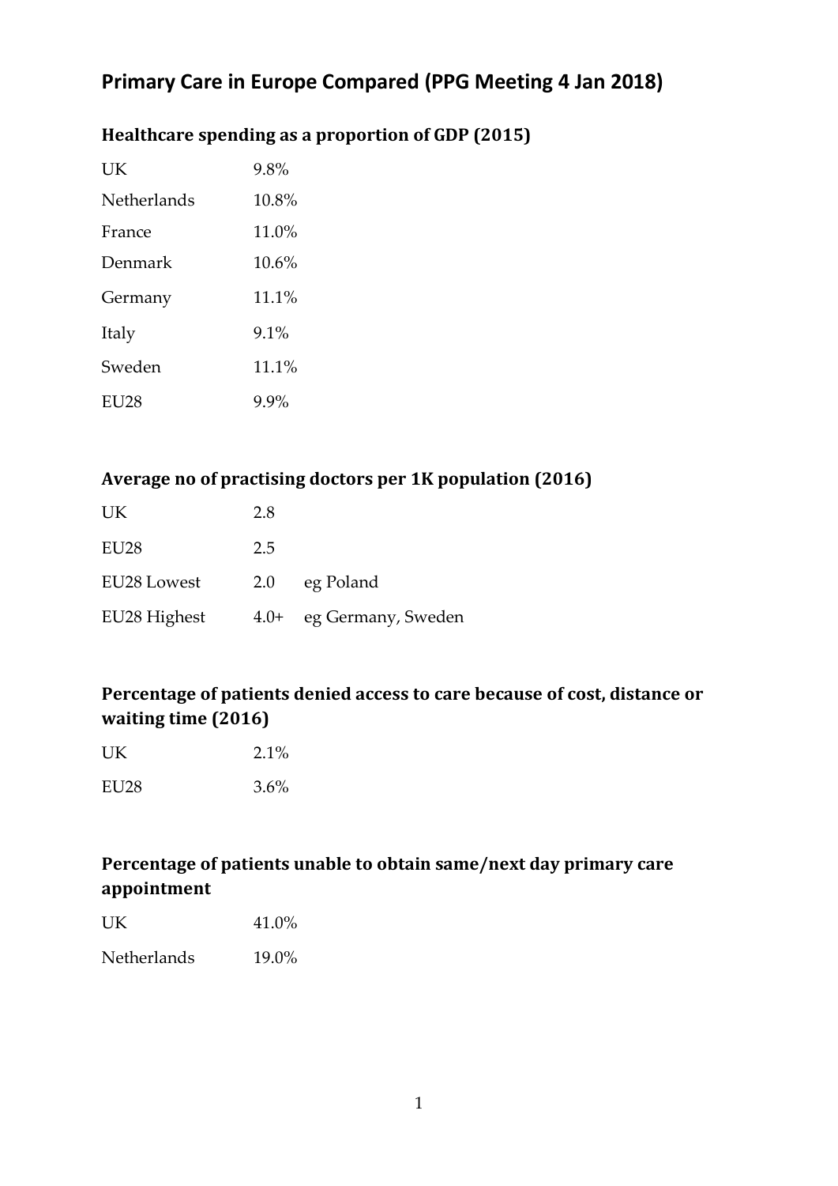# Primary Care in Europe Compared (PPG Meeting 4 Jan 2018)

## Healthcare spending as a proportion of GDP (2015)

| | |
|---|---|
| UK | 9.8% |
| Netherlands | 10.8% |
| France | 11.0% |
| Denmark | 10.6% |
| Germany | 11.1% |
| Italy | 9.1% |
| Sweden | 11.1% |
| EU28 | 9.9% |

## Average no of practising doctors per 1K population (2016)

| | | |
|---|---|---|
| UK | 2.8 | |
| EU28 | 2.5 | |
| EU28 Lowest | 2.0 | eg Poland |
| EU28 Highest | 4.0+ | eg Germany, Sweden |

## Percentage of patients denied access to care because of cost, distance or waiting time (2016)

| | |
|---|---|
| UK | 2.1% |
| EU28 | 3.6% |

## Percentage of patients unable to obtain same/next day primary care appointment

| | |
|---|---|
| UK | 41.0% |
| Netherlands | 19.0% |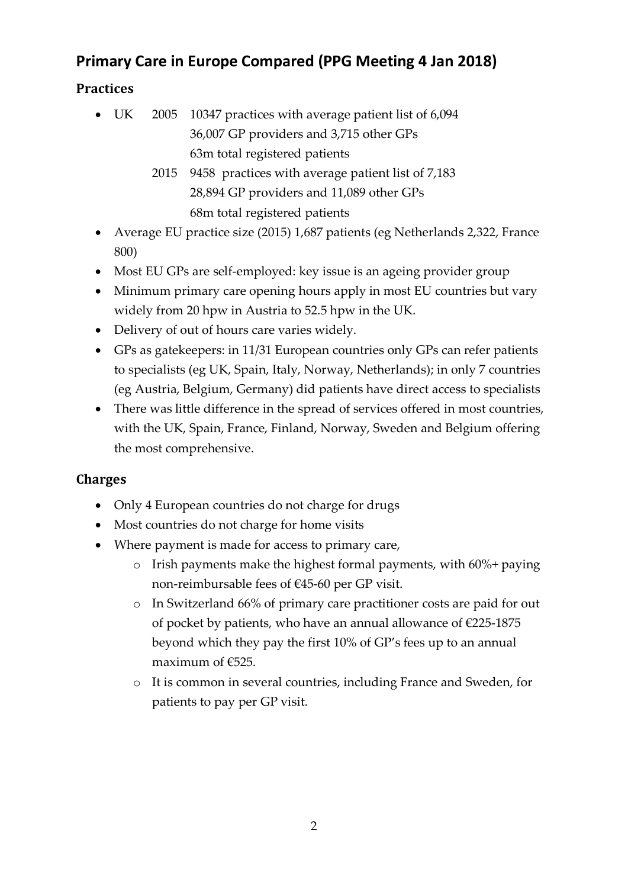## Primary Care in Europe Compared (PPG Meeting 4 Jan 2018)

### Practices

- UK 2005 10347 practices with average patient list of 6,094
  36,007 GP providers and 3,715 other GPs
  63m total registered patients
  2015 9458 practices with average patient list of 7,183
  28,894 GP providers and 11,089 other GPs
  68m total registered patients
- Average EU practice size (2015) 1,687 patients (eg Netherlands 2,322, France 800)
- Most EU GPs are self-employed: key issue is an ageing provider group
- Minimum primary care opening hours apply in most EU countries but vary widely from 20 hpw in Austria to 52.5 hpw in the UK.
- Delivery of out of hours care varies widely.
- GPs as gatekeepers: in 11/31 European countries only GPs can refer patients to specialists (eg UK, Spain, Italy, Norway, Netherlands); in only 7 countries (eg Austria, Belgium, Germany) did patients have direct access to specialists
- There was little difference in the spread of services offered in most countries, with the UK, Spain, France, Finland, Norway, Sweden and Belgium offering the most comprehensive.

### Charges

- Only 4 European countries do not charge for drugs
- Most countries do not charge for home visits
- Where payment is made for access to primary care,
  - Irish payments make the highest formal payments, with 60%+ paying non-reimbursable fees of €45-60 per GP visit.
  - In Switzerland 66% of primary care practitioner costs are paid for out of pocket by patients, who have an annual allowance of €225-1875 beyond which they pay the first 10% of GP's fees up to an annual maximum of €525.
  - It is common in several countries, including France and Sweden, for patients to pay per GP visit.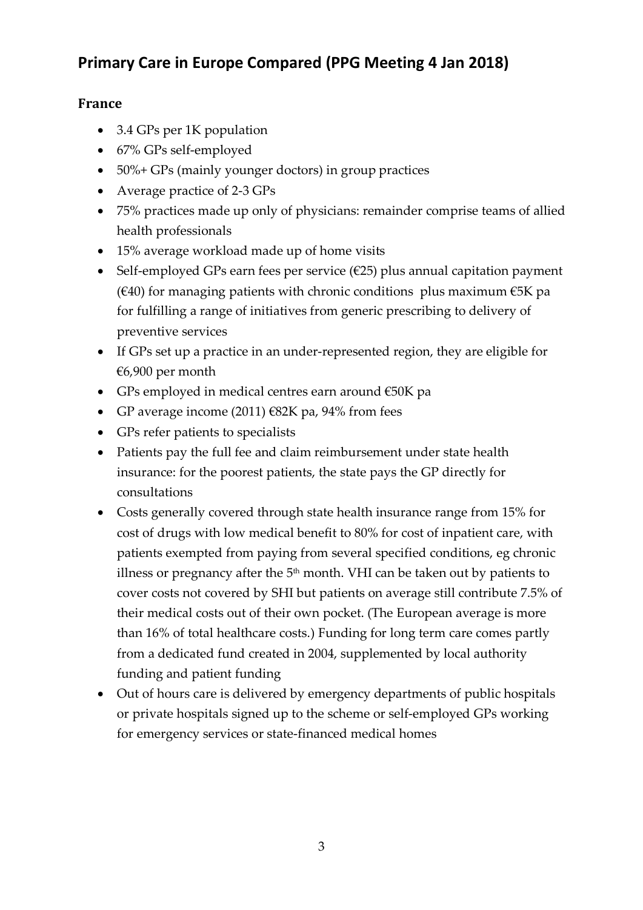## Primary Care in Europe Compared (PPG Meeting 4 Jan 2018)

### France

- 3.4 GPs per 1K population
- 67% GPs self-employed
- 50%+ GPs (mainly younger doctors) in group practices
- Average practice of 2-3 GPs
- 75% practices made up only of physicians: remainder comprise teams of allied health professionals
- 15% average workload made up of home visits
- Self-employed GPs earn fees per service (€25) plus annual capitation payment (€40) for managing patients with chronic conditions plus maximum €5K pa for fulfilling a range of initiatives from generic prescribing to delivery of preventive services
- If GPs set up a practice in an under-represented region, they are eligible for €6,900 per month
- GPs employed in medical centres earn around €50K pa
- GP average income (2011) €82K pa, 94% from fees
- GPs refer patients to specialists
- Patients pay the full fee and claim reimbursement under state health insurance: for the poorest patients, the state pays the GP directly for consultations
- Costs generally covered through state health insurance range from 15% for cost of drugs with low medical benefit to 80% for cost of inpatient care, with patients exempted from paying from several specified conditions, eg chronic illness or pregnancy after the 5th month. VHI can be taken out by patients to cover costs not covered by SHI but patients on average still contribute 7.5% of their medical costs out of their own pocket. (The European average is more than 16% of total healthcare costs.) Funding for long term care comes partly from a dedicated fund created in 2004, supplemented by local authority funding and patient funding
- Out of hours care is delivered by emergency departments of public hospitals or private hospitals signed up to the scheme or self-employed GPs working for emergency services or state-financed medical homes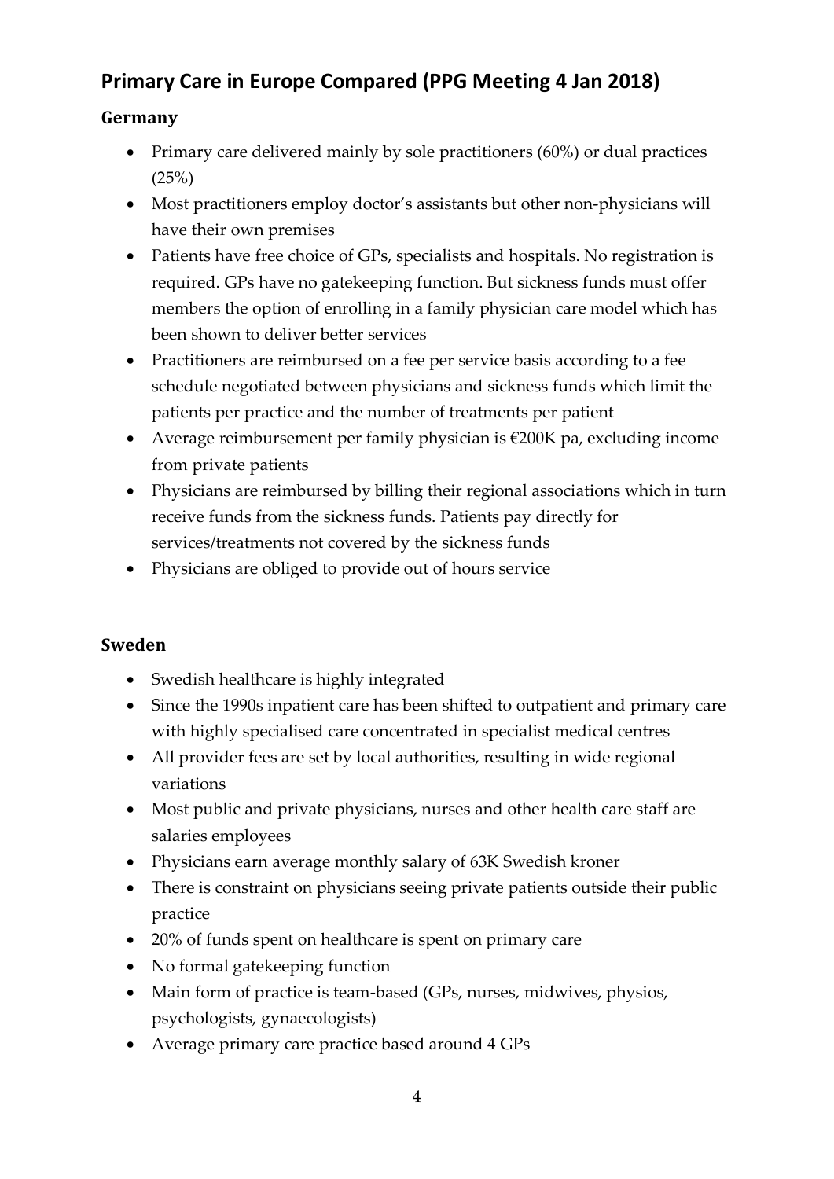## Primary Care in Europe Compared (PPG Meeting 4 Jan 2018)

### Germany

- Primary care delivered mainly by sole practitioners (60%) or dual practices (25%)
- Most practitioners employ doctor's assistants but other non-physicians will have their own premises
- Patients have free choice of GPs, specialists and hospitals. No registration is required. GPs have no gatekeeping function. But sickness funds must offer members the option of enrolling in a family physician care model which has been shown to deliver better services
- Practitioners are reimbursed on a fee per service basis according to a fee schedule negotiated between physicians and sickness funds which limit the patients per practice and the number of treatments per patient
- Average reimbursement per family physician is €200K pa, excluding income from private patients
- Physicians are reimbursed by billing their regional associations which in turn receive funds from the sickness funds. Patients pay directly for services/treatments not covered by the sickness funds
- Physicians are obliged to provide out of hours service

### Sweden

- Swedish healthcare is highly integrated
- Since the 1990s inpatient care has been shifted to outpatient and primary care with highly specialised care concentrated in specialist medical centres
- All provider fees are set by local authorities, resulting in wide regional variations
- Most public and private physicians, nurses and other health care staff are salaries employees
- Physicians earn average monthly salary of 63K Swedish kroner
- There is constraint on physicians seeing private patients outside their public practice
- 20% of funds spent on healthcare is spent on primary care
- No formal gatekeeping function
- Main form of practice is team-based (GPs, nurses, midwives, physios, psychologists, gynaecologists)
- Average primary care practice based around 4 GPs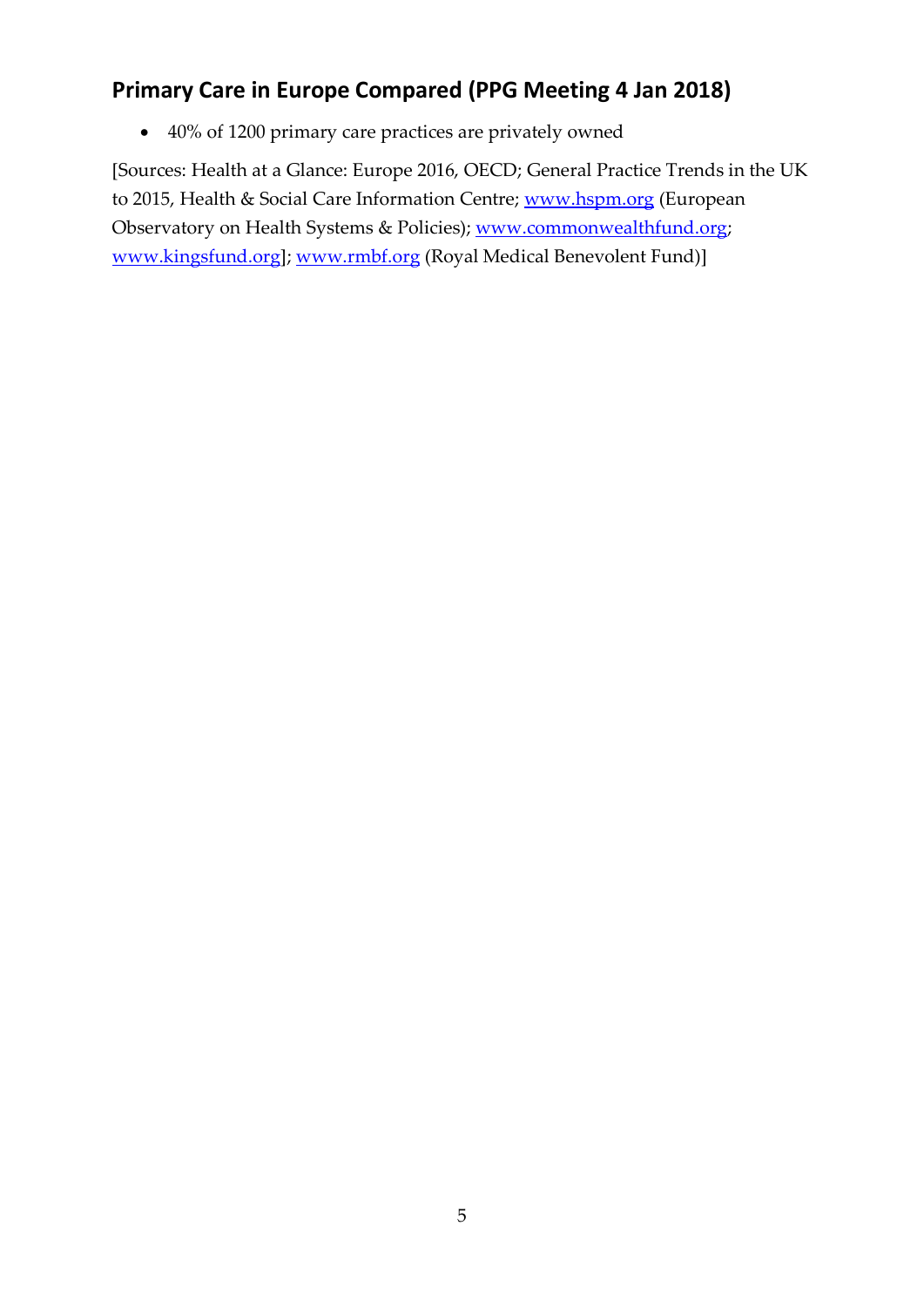## Primary Care in Europe Compared (PPG Meeting 4 Jan 2018)

- 40% of 1200 primary care practices are privately owned

[Sources: Health at a Glance: Europe 2016, OECD; General Practice Trends in the UK to 2015, Health & Social Care Information Centre; www.hspm.org (European Observatory on Health Systems & Policies); www.commonwealthfund.org; www.kingsfund.org]; www.rmbf.org (Royal Medical Benevolent Fund)]